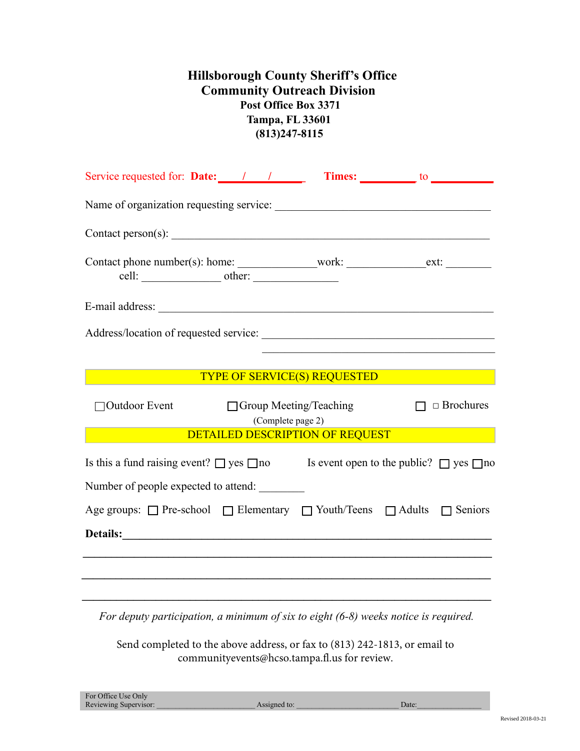# Hillsborough County Sheriff's Office
## Community Outreach Division

**Post Office Box 3371**
**Tampa, FL 33601**
**(813)247-8115**

Service requested for: **Date:** ____/____/______ **Times:** __________ to __________

Name of organization requesting service: ________________________________________

Contact person(s): ________________________________________________________

Contact phone number(s): home: ______________ work: ______________ ext: ________
cell: ______________ other: ______________

E-mail address: ________________________________________________________

Address/location of requested service: ________________________________________
________________________________________

**TYPE OF SERVICE(S) REQUESTED**

☐ Outdoor Event ☐ Group Meeting/Teaching (Complete page 2) ☐ □ Brochures

**DETAILED DESCRIPTION OF REQUEST**

Is this a fund raising event? ☐ yes ☐ no  Is event open to the public? ☐ yes ☐ no

Number of people expected to attend: ________

Age groups: ☐ Pre-school ☐ Elementary ☐ Youth/Teens ☐ Adults ☐ Seniors

**Details:**_____________________________________________________________
________________________________________________________________________
________________________________________________________________________
________________________________________________________________________

*For deputy participation, a minimum of six to eight (6-8) weeks notice is required.*

Send completed to the above address, or fax to (813) 242-1813, or email to communityevents@hcso.tampa.fl.us for review.

For Office Use Only
Reviewing Supervisor: ____________________ Assigned to: ____________________ Date: ______________

Revised 2018-03-21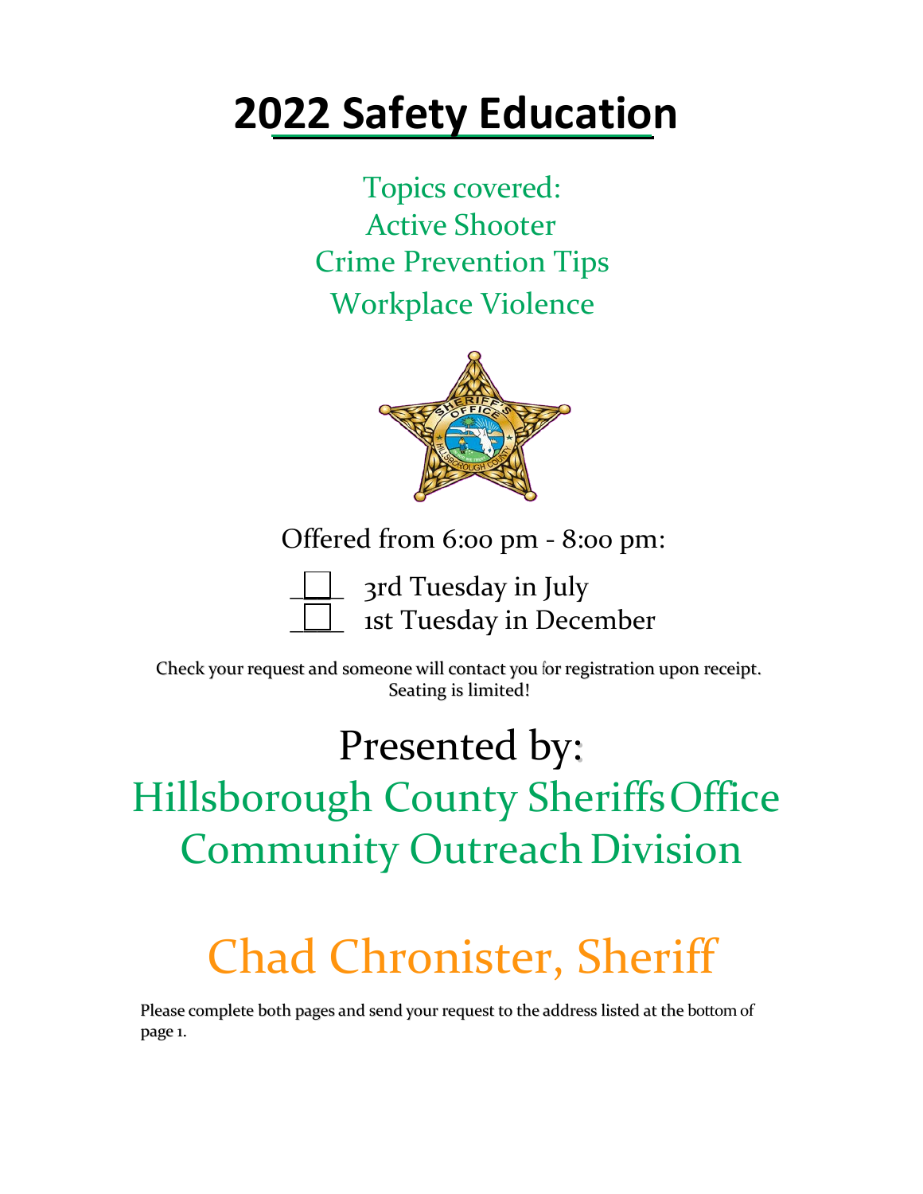# 2022 Safety Education

Topics covered:
Active Shooter
Crime Prevention Tips
Workplace Violence

Offered from 6:00 pm - 8:00 pm:

- ☐ 3rd Tuesday in July
- ☐ 1st Tuesday in December

Check your request and someone will contact you for registration upon receipt.
Seating is limited!

## Presented by:

## Hillsborough County Sheriffs Office Community Outreach Division

## Chad Chronister, Sheriff

Please complete both pages and send your request to the address listed at the bottom of page 1.